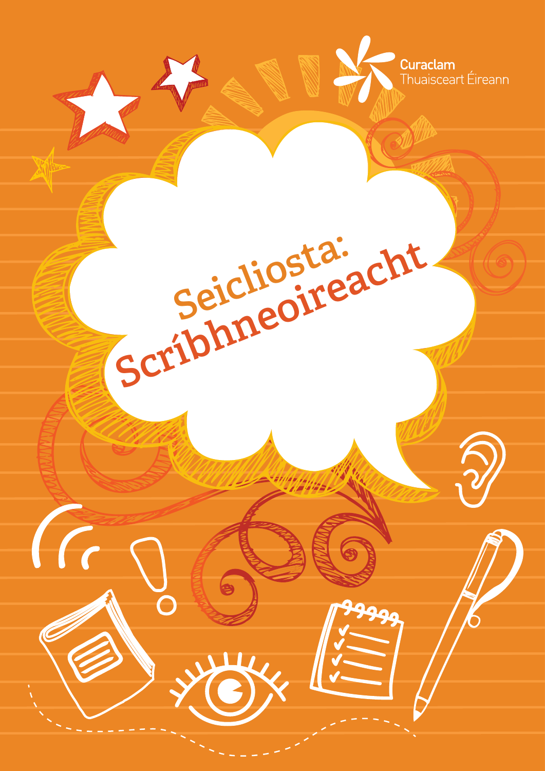Curaclam Thuaisceart Éireann

# Seicliosta: Scríbhneoireacht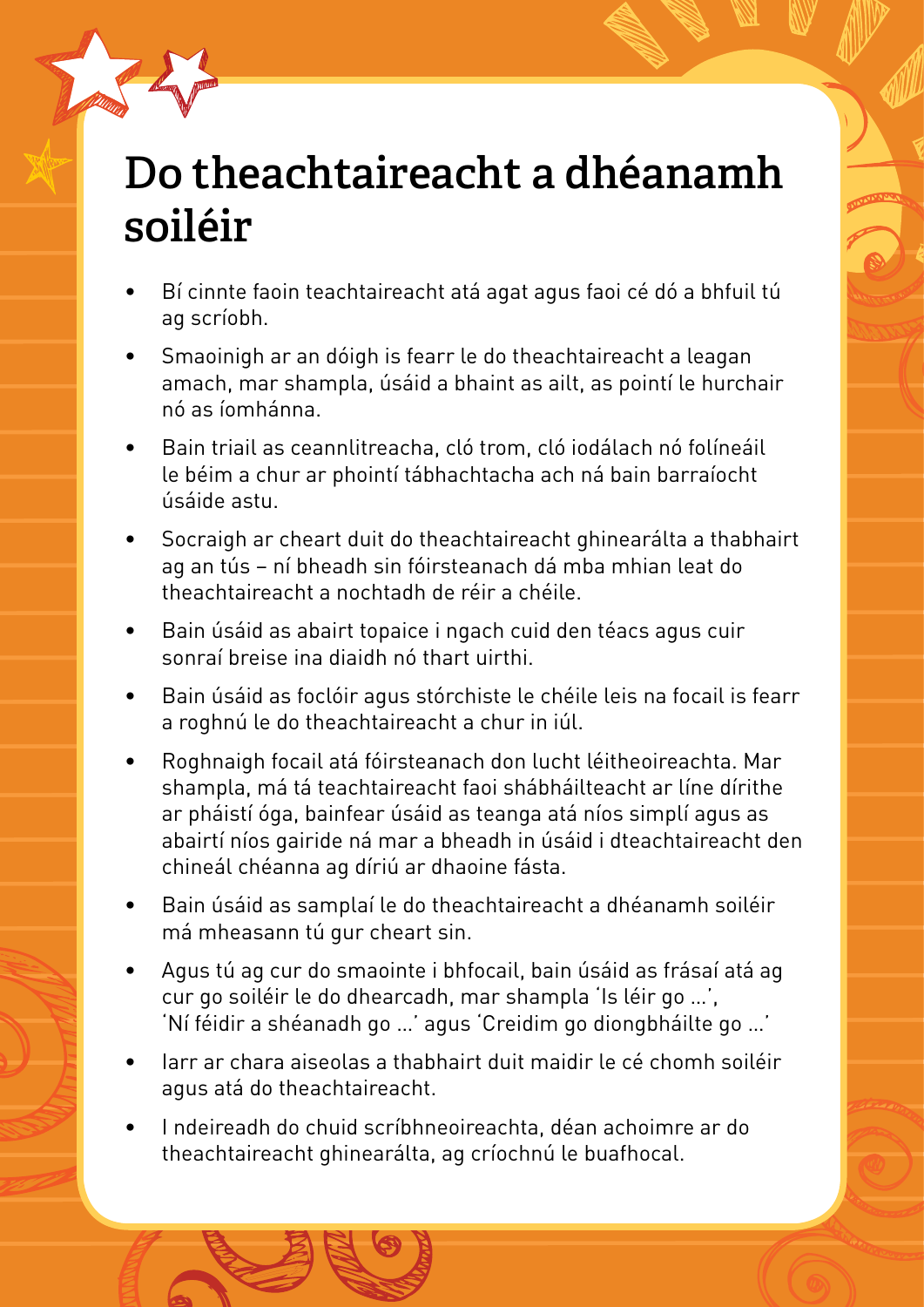# Do theachtaireacht a dhéanamh soiléir

- Bí cinnte faoin teachtaireacht atá agat agus faoi cé dó a bhfuil tú ag scríobh.
- Smaoinigh ar an dóigh is fearr le do theachtaireacht a leagan amach, mar shampla, úsáid a bhaint as ailt, as pointí le hurchair nó as íomhánna.
- Bain triail as ceannlitreacha, cló trom, cló iodálach nó folíneáil le béim a chur ar phointí tábhachtacha ach ná bain barraíocht úsáide astu.
- Socraigh ar cheart duit do theachtaireacht ghinearálta a thabhairt ag an tús – ní bheadh sin fóirsteanach dá mba mhian leat do theachtaireacht a nochtadh de réir a chéile.
- Bain úsáid as abairt topaice i ngach cuid den téacs agus cuir sonraí breise ina diaidh nó thart uirthi.
- Bain úsáid as foclóir agus stórchiste le chéile leis na focail is fearr a roghnú le do theachtaireacht a chur in iúl.
- Roghnaigh focail atá fóirsteanach don lucht léitheoireachta. Mar shampla, má tá teachtaireacht faoi shábháilteacht ar líne dírithe ar pháistí óga, bainfear úsáid as teanga atá níos simplí agus as abairtí níos gairide ná mar a bheadh in úsáid i dteachtaireacht den chineál chéanna ag díriú ar dhaoine fásta.
- Bain úsáid as samplaí le do theachtaireacht a dhéanamh soiléir má mheasann tú gur cheart sin.
- Agus tú ag cur do smaointe i bhfocail, bain úsáid as frásaí atá ag cur go soiléir le do dhearcadh, mar shampla 'Is léir go ...', 'Ní féidir a shéanadh go ...' agus 'Creidim go diongbháilte go ...'
- Iarr ar chara aiseolas a thabhairt duit maidir le cé chomh soiléir agus atá do theachtaireacht.
- I ndeireadh do chuid scríbhneoireachta, déan achoimre ar do theachtaireacht ghinearálta, ag críochnú le buafhocal.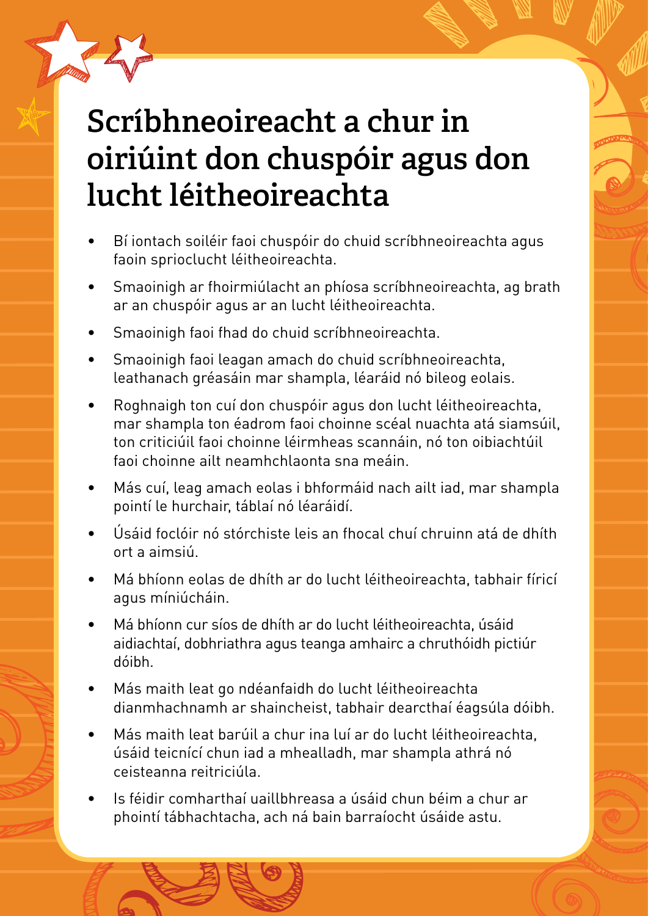# Scríbhneoireacht a chur in oiriúint don chuspóir agus don lucht léitheoireachta

- Bí iontach soiléir faoi chuspóir do chuid scríbhneoireachta agus faoin sprioclucht léitheoireachta.
- Smaoinigh ar fhoirmiúlacht an phíosa scríbhneoireachta, ag brath ar an chuspóir agus ar an lucht léitheoireachta.
- Smaoinigh faoi fhad do chuid scríbhneoireachta.
- Smaoinigh faoi leagan amach do chuid scríbhneoireachta, leathanach gréasáin mar shampla, léaráid nó bileog eolais.
- Roghnaigh ton cuí don chuspóir agus don lucht léitheoireachta, mar shampla ton éadrom faoi choinne scéal nuachta atá siamsúil, ton criticiúil faoi choinne léirmheas scannáin, nó ton oibiachtúil faoi choinne ailt neamhchlaonta sna meáin.
- Más cuí, leag amach eolas i bhformáid nach ailt iad, mar shampla pointí le hurchair, táblaí nó léaráidí.
- Úsáid foclóir nó stórchiste leis an fhocal chuí chruinn atá de dhíth ort a aimsiú.
- Má bhíonn eolas de dhíth ar do lucht léitheoireachta, tabhair fíricí agus míniúcháin.
- Má bhíonn cur síos de dhíth ar do lucht léitheoireachta, úsáid aidiachtaí, dobhriathra agus teanga amhairc a chruthóidh pictiúr dóibh.
- Más maith leat go ndéanfaidh do lucht léitheoireachta dianmhachnamh ar shaincheist, tabhair dearcthaí éagsúla dóibh.
- Más maith leat barúil a chur ina luí ar do lucht léitheoireachta, úsáid teicnící chun iad a mhealladh, mar shampla athrá nó ceisteanna reitriciúla.
- Is féidir comharthaí uaillbhreasa a úsáid chun béim a chur ar phointí tábhachtacha, ach ná bain barraíocht úsáide astu.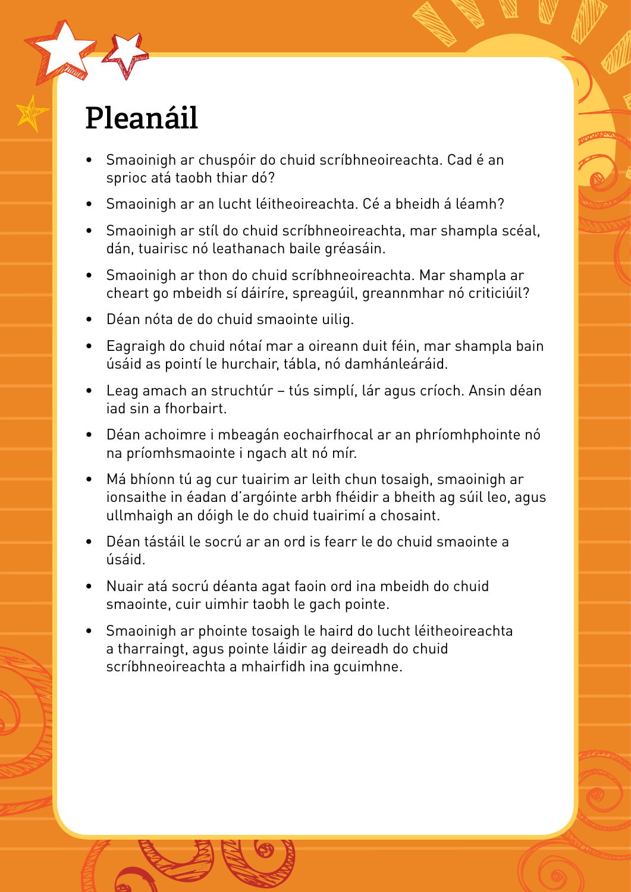# Pleanáil

- Smaoinigh ar chuspóir do chuid scríbhneoireachta. Cad é an sprioc atá taobh thiar dó?
- Smaoinigh ar an lucht léitheoireachta. Cé a bheidh á léamh?
- Smaoinigh ar stíl do chuid scríbhneoireachta, mar shampla scéal, dán, tuairisc nó leathanach baile gréasáin.
- Smaoinigh ar thon do chuid scríbhneoireachta. Mar shampla ar cheart go mbeidh sí dáiríre, spreagúil, greannmhar nó criticiúil?
- Déan nóta de do chuid smaointe uilig.
- Eagraigh do chuid nótaí mar a oireann duit féin, mar shampla bain úsáid as pointí le hurchair, tábla, nó damhánleáráid.
- Leag amach an struchtúr – tús simplí, lár agus críoch. Ansin déan iad sin a fhorbairt.
- Déan achoimre i mbeagán eochairfhocal ar an phríomhphointe nó na príomhsmaointe i ngach alt nó mír.
- Má bhíonn tú ag cur tuairim ar leith chun tosaigh, smaoinigh ar ionsaithe in éadan d'argóinte arbh fhéidir a bheith ag súil leo, agus ullmhaigh an dóigh le do chuid tuairimí a chosaint.
- Déan tástáil le socrú ar an ord is fearr le do chuid smaointe a úsáid.
- Nuair atá socrú déanta agat faoin ord ina mbeidh do chuid smaointe, cuir uimhir taobh le gach pointe.
- Smaoinigh ar phointe tosaigh le haird do lucht léitheoireachta a tharraingt, agus pointe láidir ag deireadh do chuid scríbhneoireachta a mhairfidh ina gcuimhne.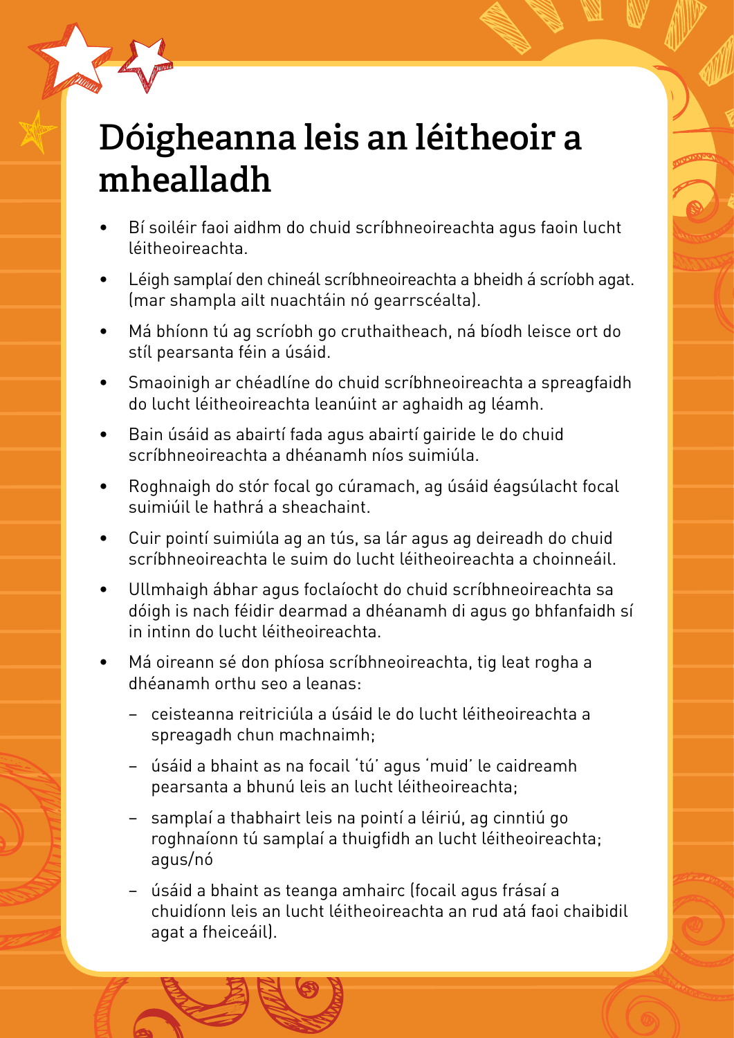# Dóigheanna leis an léitheoir a mhealladh

- Bí soiléir faoi aidhm do chuid scríbhneoireachta agus faoin lucht léitheoireachta.
- Léigh samplaí den chineál scríbhneoireachta a bheidh á scríobh agat. (mar shampla ailt nuachtáin nó gearrscéalta).
- Má bhíonn tú ag scríobh go cruthaitheach, ná bíodh leisce ort do stíl pearsanta féin a úsáid.
- Smaoinigh ar chéadlíne do chuid scríbhneoireachta a spreagfaidh do lucht léitheoireachta leanúint ar aghaidh ag léamh.
- Bain úsáid as abairtí fada agus abairtí gairide le do chuid scríbhneoireachta a dhéanamh níos suimiúla.
- Roghnaigh do stór focal go cúramach, ag úsáid éagsúlacht focal suimiúil le hathrá a sheachaint.
- Cuir pointí suimiúla ag an tús, sa lár agus ag deireadh do chuid scríbhneoireachta le suim do lucht léitheoireachta a choinneáil.
- Ullmhaigh ábhar agus foclaíocht do chuid scríbhneoireachta sa dóigh is nach féidir dearmad a dhéanamh di agus go bhfanfaidh sí in intinn do lucht léitheoireachta.
- Má oireann sé don phíosa scríbhneoireachta, tig leat rogha a dhéanamh orthu seo a leanas:
  - ceisteanna reitriciúla a úsáid le do lucht léitheoireachta a spreagadh chun machnaimh;
  - úsáid a bhaint as na focail 'tú' agus 'muid' le caidreamh pearsanta a bhunú leis an lucht léitheoireachta;
  - samplaí a thabhairt leis na pointí a léiriú, ag cinntiú go roghnaíonn tú samplaí a thuigfidh an lucht léitheoireachta; agus/nó
  - úsáid a bhaint as teanga amhairc (focail agus frásaí a chuidíonn leis an lucht léitheoireachta an rud atá faoi chaibidil agat a fheiceáil).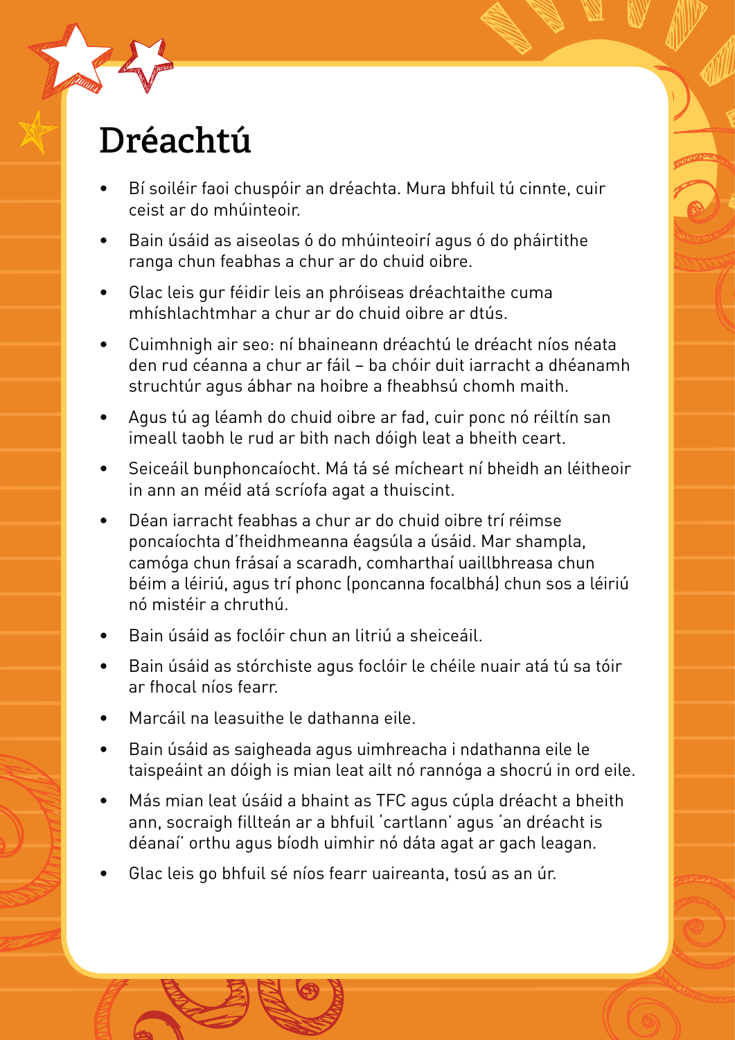# Dréachtú

- Bí soiléir faoi chuspóir an dréachta. Mura bhfuil tú cinnte, cuir ceist ar do mhúinteoir.
- Bain úsáid as aiseolas ó do mhúinteoirí agus ó do pháirtithe ranga chun feabhas a chur ar do chuid oibre.
- Glac leis gur féidir leis an phróiseas dréachtaithe cuma mhíshlachtmhar a chur ar do chuid oibre ar dtús.
- Cuimhnigh air seo: ní bhaineann dréachtú le dréacht níos néata den rud céanna a chur ar fáil – ba chóir duit iarracht a dhéanamh struchtúr agus ábhar na hoibre a fheabhsú chomh maith.
- Agus tú ag léamh do chuid oibre ar fad, cuir ponc nó réiltín san imeall taobh le rud ar bith nach dóigh leat a bheith ceart.
- Seiceáil bunphoncaíocht. Má tá sé mícheart ní bheidh an léitheoir in ann an méid atá scríofa agat a thuiscint.
- Déan iarracht feabhas a chur ar do chuid oibre trí réimse poncaíochta d'fheidhmeanna éagsúla a úsáid. Mar shampla, camóga chun frásaí a scaradh, comharthaí uaillbhreasa chun béim a léiriú, agus trí phonc (poncanna focalbhá) chun sos a léiriú nó mistéir a chruthú.
- Bain úsáid as foclóir chun an litriú a sheiceáil.
- Bain úsáid as stórchiste agus foclóir le chéile nuair atá tú sa tóir ar fhocal níos fearr.
- Marcáil na leasuithe le dathanna eile.
- Bain úsáid as saigheada agus uimhreacha i ndathanna eile le taispeáint an dóigh is mian leat ailt nó rannóga a shocrú in ord eile.
- Más mian leat úsáid a bhaint as TFC agus cúpla dréacht a bheith ann, socraigh fillteán ar a bhfuil 'cartlann' agus 'an dréacht is déanaí' orthu agus bíodh uimhir nó dáta agat ar gach leagan.
- Glac leis go bhfuil sé níos fearr uaireanta, tosú as an úr.